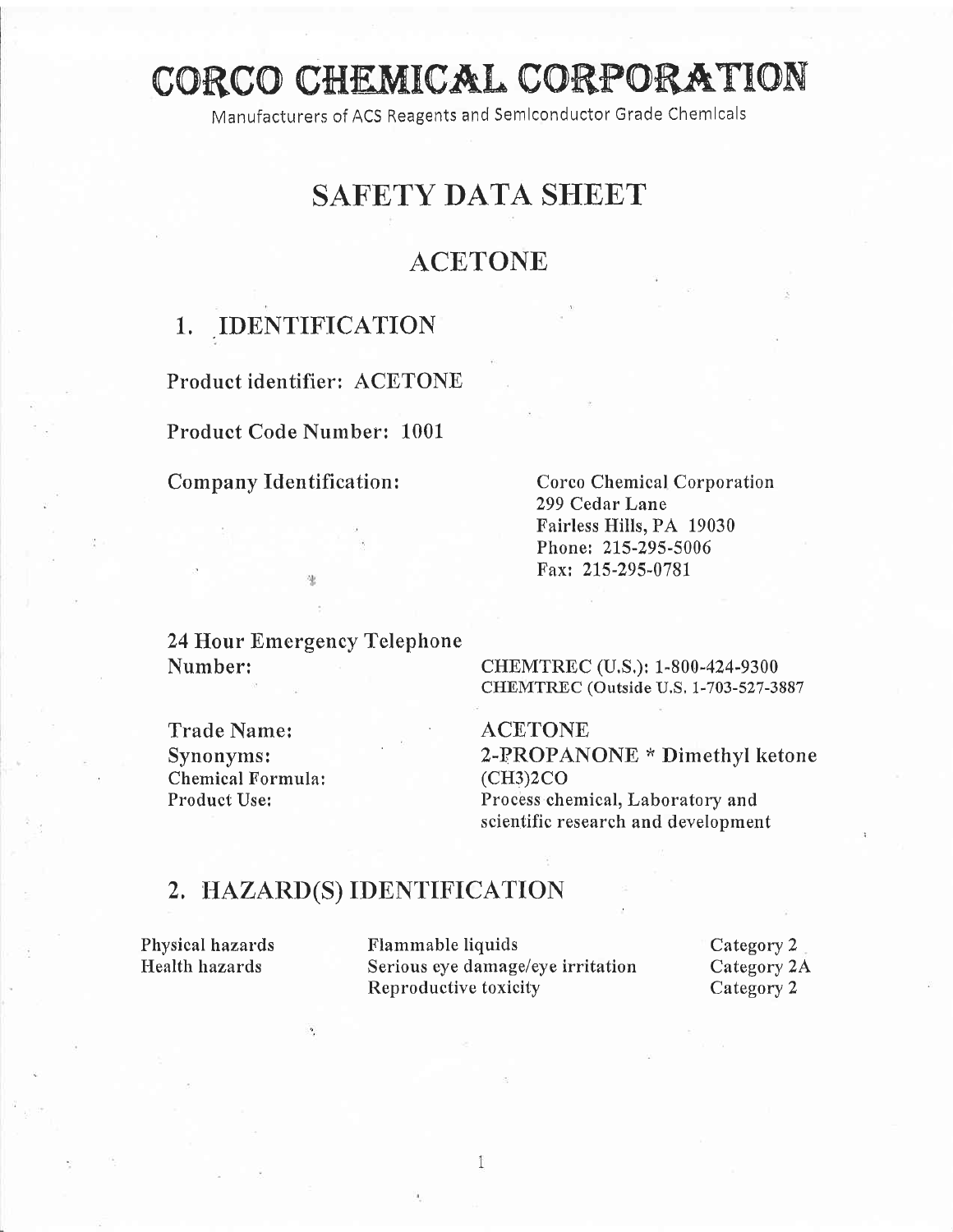# CORCO CHEMICAL CORPORATION

Manufacturers of ACS Reagents and Semiconductor Grade Chemicals

# SAFETY DATA SHEET

## ACETONE

## 1. IDENTIFICATION

**Product identifier:** ACETONE

**Product Code Number:** 1001

**Company Identification:**

Corco Chemical Corporation
299 Cedar Lane
Fairless Hills, PA 19030
Phone: 215-295-5006
Fax: 215-295-0781

**24 Hour Emergency Telephone Number:**

CHEMTREC (U.S.): 1-800-424-9300
CHEMTREC (Outside U.S. 1-703-527-3887

| | |
|---|---|
| Trade Name: | ACETONE |
| Synonyms: | 2-PROPANONE * Dimethyl ketone |
| Chemical Formula: | $(CH_3)_2CO$ |
| Product Use: | Process chemical, Laboratory and scientific research and development |

## 2. HAZARD(S) IDENTIFICATION

| | | |
|---|---|---|
| Physical hazards | Flammable liquids | Category 2 |
| Health hazards | Serious eye damage/eye irritation | Category 2A |
| | Reproductive toxicity | Category 2 |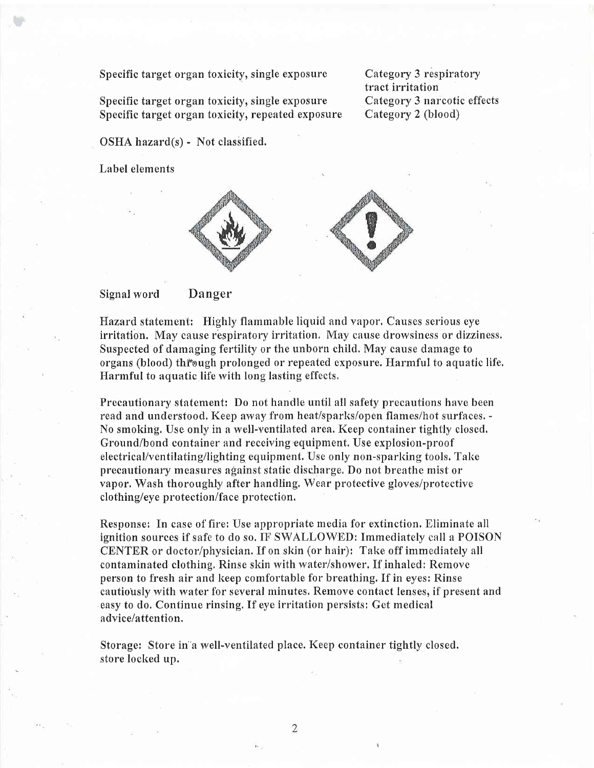| | |
|---|---|
| Specific target organ toxicity, single exposure | Category 3 respiratory tract irritation |
| Specific target organ toxicity, single exposure | Category 3 narcotic effects |
| Specific target organ toxicity, repeated exposure | Category 2 (blood) |

OSHA hazard(s) - Not classified.

Label elements

Signal word Danger

Hazard statement: Highly flammable liquid and vapor. Causes serious eye irritation. May cause respiratory irritation. May cause drowsiness or dizziness. Suspected of damaging fertility or the unborn child. May cause damage to organs (blood) through prolonged or repeated exposure. Harmful to aquatic life. Harmful to aquatic life with long lasting effects.

Precautionary statement: Do not handle until all safety precautions have been read and understood. Keep away from heat/sparks/open flames/hot surfaces. - No smoking. Use only in a well-ventilated area. Keep container tightly closed. Ground/bond container and receiving equipment. Use explosion-proof electrical/ventilating/lighting equipment. Use only non-sparking tools. Take precautionary measures against static discharge. Do not breathe mist or vapor. Wash thoroughly after handling. Wear protective gloves/protective clothing/eye protection/face protection.

Response: In case of fire: Use appropriate media for extinction. Eliminate all ignition sources if safe to do so. IF SWALLOWED: Immediately call a POISON CENTER or doctor/physician. If on skin (or hair): Take off immediately all contaminated clothing. Rinse skin with water/shower. If inhaled: Remove person to fresh air and keep comfortable for breathing. If in eyes: Rinse cautiously with water for several minutes. Remove contact lenses, if present and easy to do. Continue rinsing. If eye irritation persists: Get medical advice/attention.

Storage: Store in a well-ventilated place. Keep container tightly closed. store locked up.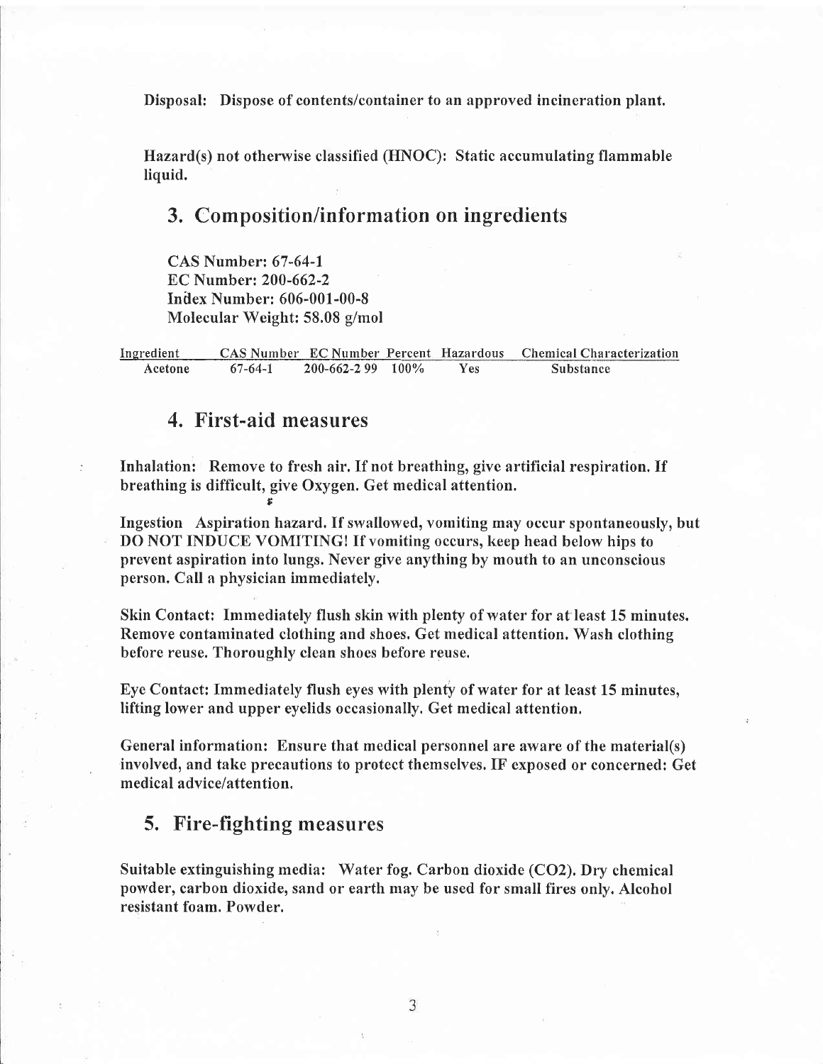**Disposal:** Dispose of contents/container to an approved incineration plant.

**Hazard(s) not otherwise classified (HNOC):** Static accumulating flammable liquid.

## 3. Composition/information on ingredients

**CAS Number: 67-64-1**
**EC Number: 200-662-2**
**Index Number: 606-001-00-8**
**Molecular Weight: 58.08 g/mol**

| Ingredient | CAS Number | EC Number | Percent | Hazardous | Chemical Characterization |
|---|---|---|---|---|---|
| Acetone | 67-64-1 | 200-662-2 99 | 100% | Yes | Substance |

## 4. First-aid measures

**Inhalation:** Remove to fresh air. If not breathing, give artificial respiration. If breathing is difficult, give Oxygen. Get medical attention.

**Ingestion** Aspiration hazard. If swallowed, vomiting may occur spontaneously, but DO NOT INDUCE VOMITING! If vomiting occurs, keep head below hips to prevent aspiration into lungs. Never give anything by mouth to an unconscious person. Call a physician immediately.

**Skin Contact:** Immediately flush skin with plenty of water for at least 15 minutes. Remove contaminated clothing and shoes. Get medical attention. Wash clothing before reuse. Thoroughly clean shoes before reuse.

**Eye Contact:** Immediately flush eyes with plenty of water for at least 15 minutes, lifting lower and upper eyelids occasionally. Get medical attention.

**General information:** Ensure that medical personnel are aware of the material(s) involved, and take precautions to protect themselves. IF exposed or concerned: Get medical advice/attention.

## 5. Fire-fighting measures

**Suitable extinguishing media:** Water fog. Carbon dioxide ($CO_2$). Dry chemical powder, carbon dioxide, sand or earth may be used for small fires only. Alcohol resistant foam. Powder.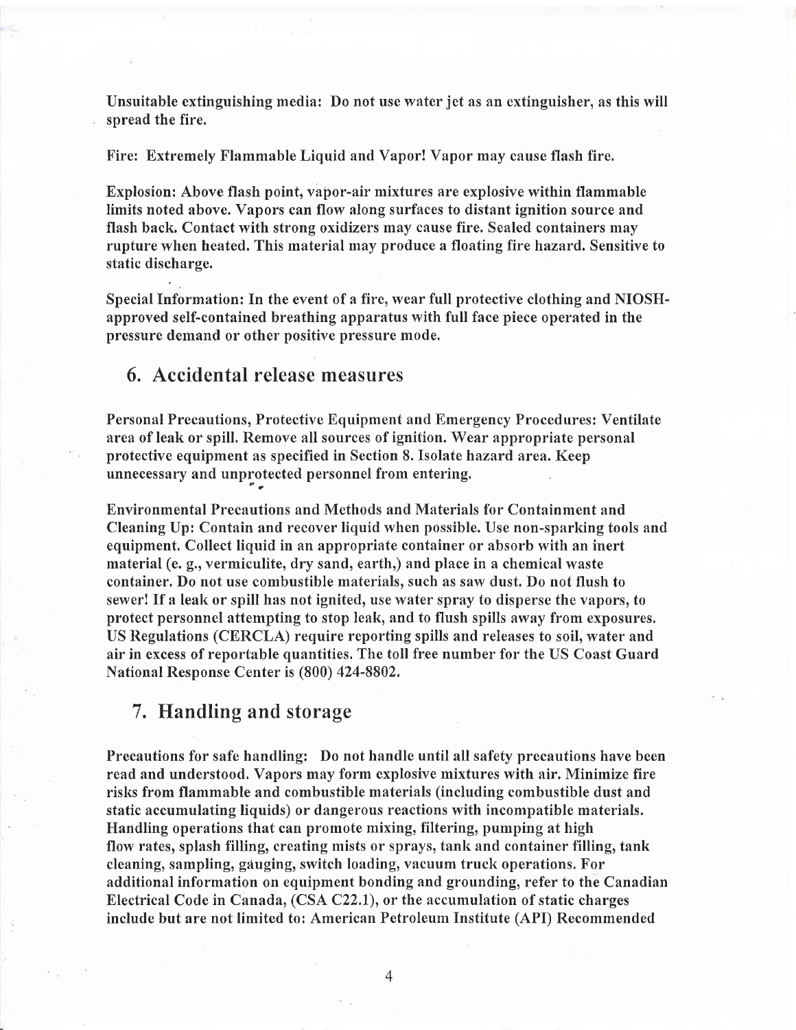Unsuitable extinguishing media: Do not use water jet as an extinguisher, as this will spread the fire.

Fire: Extremely Flammable Liquid and Vapor! Vapor may cause flash fire.

Explosion: Above flash point, vapor-air mixtures are explosive within flammable limits noted above. Vapors can flow along surfaces to distant ignition source and flash back. Contact with strong oxidizers may cause fire. Sealed containers may rupture when heated. This material may produce a floating fire hazard. Sensitive to static discharge.

Special Information: In the event of a fire, wear full protective clothing and NIOSH-approved self-contained breathing apparatus with full face piece operated in the pressure demand or other positive pressure mode.

## 6. Accidental release measures

Personal Precautions, Protective Equipment and Emergency Procedures: Ventilate area of leak or spill. Remove all sources of ignition. Wear appropriate personal protective equipment as specified in Section 8. Isolate hazard area. Keep unnecessary and unprotected personnel from entering.

Environmental Precautions and Methods and Materials for Containment and Cleaning Up: Contain and recover liquid when possible. Use non-sparking tools and equipment. Collect liquid in an appropriate container or absorb with an inert material (e. g., vermiculite, dry sand, earth,) and place in a chemical waste container. Do not use combustible materials, such as saw dust. Do not flush to sewer! If a leak or spill has not ignited, use water spray to disperse the vapors, to protect personnel attempting to stop leak, and to flush spills away from exposures. US Regulations (CERCLA) require reporting spills and releases to soil, water and air in excess of reportable quantities. The toll free number for the US Coast Guard National Response Center is (800) 424-8802.

## 7. Handling and storage

Precautions for safe handling: Do not handle until all safety precautions have been read and understood. Vapors may form explosive mixtures with air. Minimize fire risks from flammable and combustible materials (including combustible dust and static accumulating liquids) or dangerous reactions with incompatible materials. Handling operations that can promote mixing, filtering, pumping at high flow rates, splash filling, creating mists or sprays, tank and container filling, tank cleaning, sampling, gauging, switch loading, vacuum truck operations. For additional information on equipment bonding and grounding, refer to the Canadian Electrical Code in Canada, (CSA C22.1), or the accumulation of static charges include but are not limited to: American Petroleum Institute (API) Recommended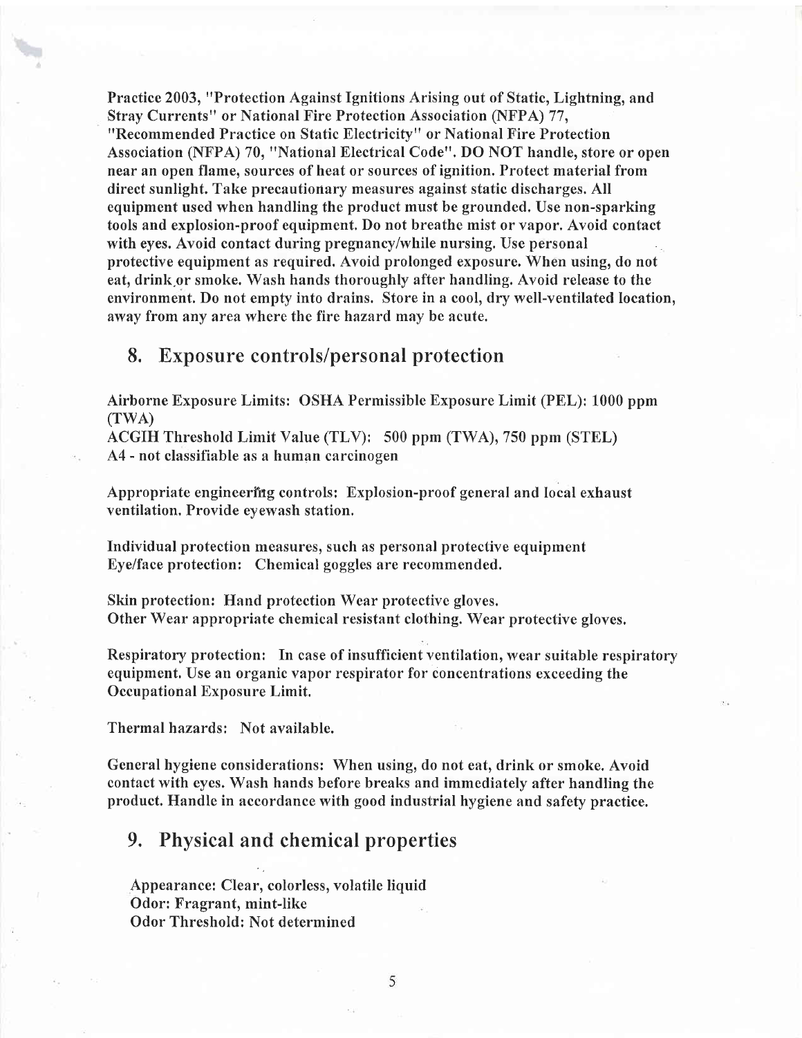Practice 2003, "Protection Against Ignitions Arising out of Static, Lightning, and Stray Currents" or National Fire Protection Association (NFPA) 77, "Recommended Practice on Static Electricity" or National Fire Protection Association (NFPA) 70, "National Electrical Code". DO NOT handle, store or open near an open flame, sources of heat or sources of ignition. Protect material from direct sunlight. Take precautionary measures against static discharges. All equipment used when handling the product must be grounded. Use non-sparking tools and explosion-proof equipment. Do not breathe mist or vapor. Avoid contact with eyes. Avoid contact during pregnancy/while nursing. Use personal protective equipment as required. Avoid prolonged exposure. When using, do not eat, drink or smoke. Wash hands thoroughly after handling. Avoid release to the environment. Do not empty into drains. Store in a cool, dry well-ventilated location, away from any area where the fire hazard may be acute.

## 8. Exposure controls/personal protection

Airborne Exposure Limits: OSHA Permissible Exposure Limit (PEL): 1000 ppm (TWA)
ACGIH Threshold Limit Value (TLV): 500 ppm (TWA), 750 ppm (STEL)
A4 - not classifiable as a human carcinogen

Appropriate engineering controls: Explosion-proof general and local exhaust ventilation. Provide eyewash station.

Individual protection measures, such as personal protective equipment
Eye/face protection: Chemical goggles are recommended.

Skin protection: Hand protection Wear protective gloves.
Other Wear appropriate chemical resistant clothing. Wear protective gloves.

Respiratory protection: In case of insufficient ventilation, wear suitable respiratory equipment. Use an organic vapor respirator for concentrations exceeding the Occupational Exposure Limit.

Thermal hazards: Not available.

General hygiene considerations: When using, do not eat, drink or smoke. Avoid contact with eyes. Wash hands before breaks and immediately after handling the product. Handle in accordance with good industrial hygiene and safety practice.

## 9. Physical and chemical properties

Appearance: Clear, colorless, volatile liquid
Odor: Fragrant, mint-like
Odor Threshold: Not determined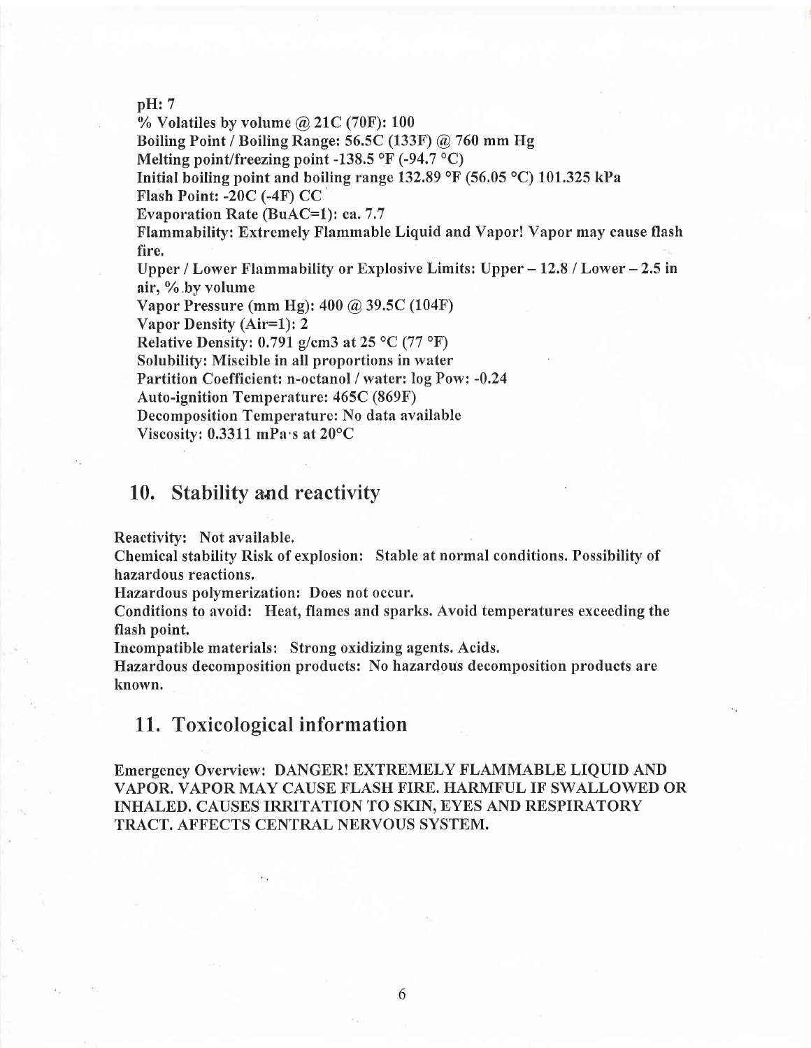**pH: 7**
**% Volatiles by volume @ 21C (70F): 100**
**Boiling Point / Boiling Range: 56.5C (133F) @ 760 mm Hg**
**Melting point/freezing point -138.5 °F (-94.7 °C)**
**Initial boiling point and boiling range 132.89 °F (56.05 °C) 101.325 kPa**
**Flash Point: -20C (-4F) CC**
**Evaporation Rate (BuAC=1): ca. 7.7**
**Flammability: Extremely Flammable Liquid and Vapor! Vapor may cause flash fire.**
**Upper / Lower Flammability or Explosive Limits: Upper – 12.8 / Lower – 2.5 in air, % by volume**
**Vapor Pressure (mm Hg): 400 @ 39.5C (104F)**
**Vapor Density (Air=1): 2**
**Relative Density: 0.791 g/cm3 at 25 °C (77 °F)**
**Solubility: Miscible in all proportions in water**
**Partition Coefficient: n-octanol / water: log Pow: -0.24**
**Auto-ignition Temperature: 465C (869F)**
**Decomposition Temperature: No data available**
**Viscosity: 0.3311 mPa·s at 20°C**

## 10. Stability and reactivity

**Reactivity: Not available.**
**Chemical stability Risk of explosion: Stable at normal conditions. Possibility of hazardous reactions.**
**Hazardous polymerization: Does not occur.**
**Conditions to avoid: Heat, flames and sparks. Avoid temperatures exceeding the flash point.**
**Incompatible materials: Strong oxidizing agents. Acids.**
**Hazardous decomposition products: No hazardous decomposition products are known.**

## 11. Toxicological information

**Emergency Overview: DANGER! EXTREMELY FLAMMABLE LIQUID AND VAPOR. VAPOR MAY CAUSE FLASH FIRE. HARMFUL IF SWALLOWED OR INHALED. CAUSES IRRITATION TO SKIN, EYES AND RESPIRATORY TRACT. AFFECTS CENTRAL NERVOUS SYSTEM.**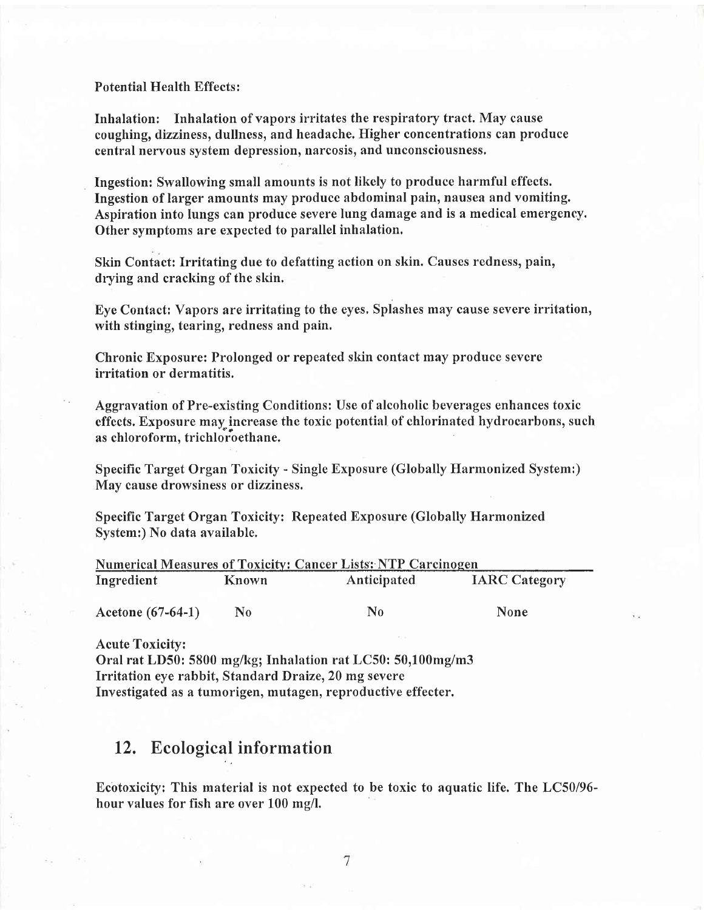**Potential Health Effects:**

**Inhalation: Inhalation of vapors irritates the respiratory tract. May cause coughing, dizziness, dullness, and headache. Higher concentrations can produce central nervous system depression, narcosis, and unconsciousness.**

**Ingestion: Swallowing small amounts is not likely to produce harmful effects. Ingestion of larger amounts may produce abdominal pain, nausea and vomiting. Aspiration into lungs can produce severe lung damage and is a medical emergency. Other symptoms are expected to parallel inhalation.**

**Skin Contact: Irritating due to defatting action on skin. Causes redness, pain, drying and cracking of the skin.**

**Eye Contact: Vapors are irritating to the eyes. Splashes may cause severe irritation, with stinging, tearing, redness and pain.**

**Chronic Exposure: Prolonged or repeated skin contact may produce severe irritation or dermatitis.**

**Aggravation of Pre-existing Conditions: Use of alcoholic beverages enhances toxic effects. Exposure may increase the toxic potential of chlorinated hydrocarbons, such as chloroform, trichloroethane.**

**Specific Target Organ Toxicity - Single Exposure (Globally Harmonized System:) May cause drowsiness or dizziness.**

**Specific Target Organ Toxicity: Repeated Exposure (Globally Harmonized System:) No data available.**

**Numerical Measures of Toxicity: Cancer Lists: NTP Carcinogen**

| Ingredient | Known | Anticipated | IARC Category |
|---|---|---|---|
| Acetone (67-64-1) | No | No | None |

**Acute Toxicity:**
**Oral rat LD50: 5800 mg/kg; Inhalation rat LC50: 50,100mg/m3**
**Irritation eye rabbit, Standard Draize, 20 mg severe**
**Investigated as a tumorigen, mutagen, reproductive effecter.**

## 12. Ecological information

**Ecotoxicity: This material is not expected to be toxic to aquatic life. The LC50/96-hour values for fish are over 100 mg/l.**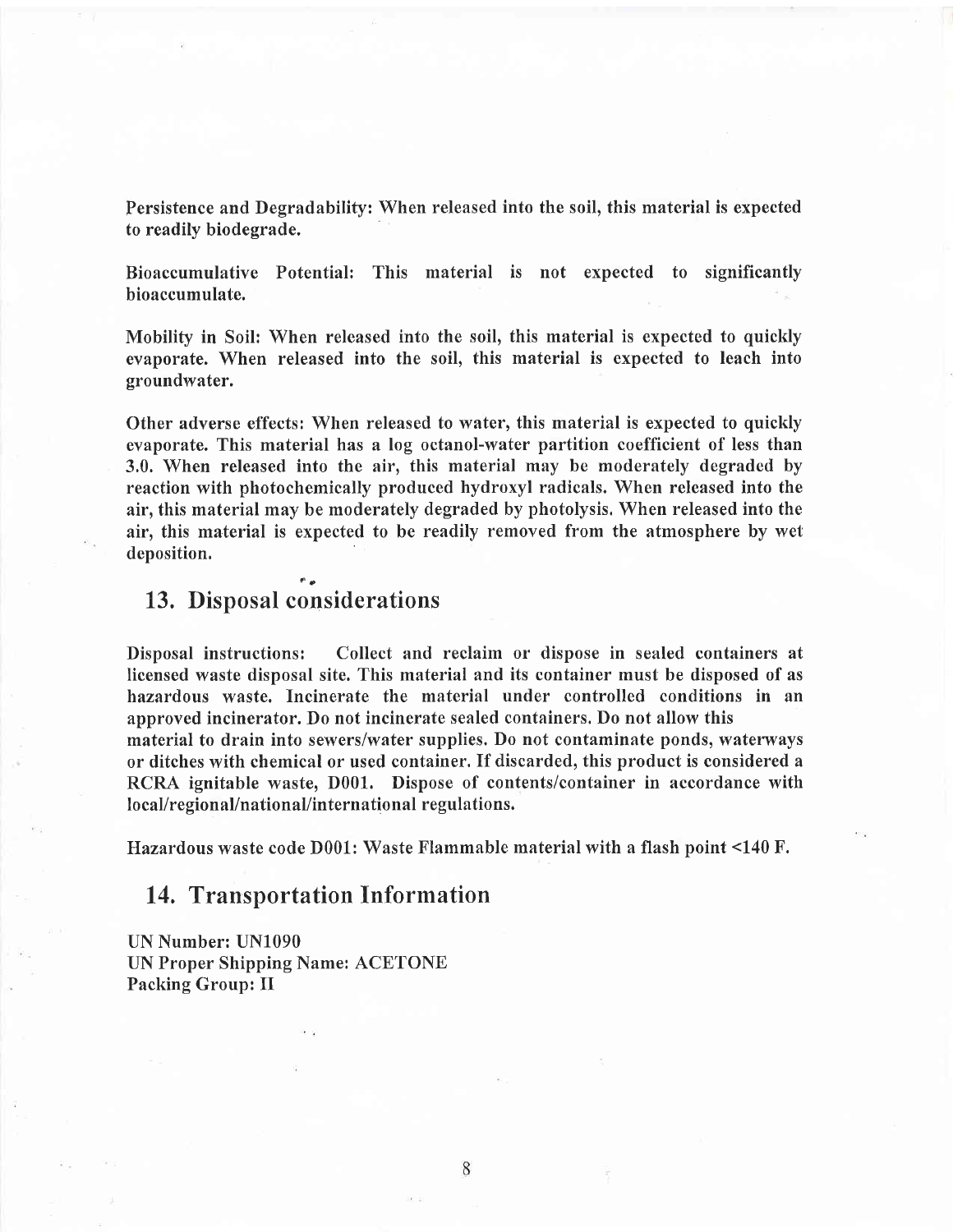Persistence and Degradability: When released into the soil, this material is expected to readily biodegrade.

Bioaccumulative Potential: This material is not expected to significantly bioaccumulate.

Mobility in Soil: When released into the soil, this material is expected to quickly evaporate. When released into the soil, this material is expected to leach into groundwater.

Other adverse effects: When released to water, this material is expected to quickly evaporate. This material has a log octanol-water partition coefficient of less than 3.0. When released into the air, this material may be moderately degraded by reaction with photochemically produced hydroxyl radicals. When released into the air, this material may be moderately degraded by photolysis. When released into the air, this material is expected to be readily removed from the atmosphere by wet deposition.

## 13. Disposal considerations

Disposal instructions: Collect and reclaim or dispose in sealed containers at licensed waste disposal site. This material and its container must be disposed of as hazardous waste. Incinerate the material under controlled conditions in an approved incinerator. Do not incinerate sealed containers. Do not allow this material to drain into sewers/water supplies. Do not contaminate ponds, waterways or ditches with chemical or used container. If discarded, this product is considered a RCRA ignitable waste, D001. Dispose of contents/container in accordance with local/regional/national/international regulations.

Hazardous waste code D001: Waste Flammable material with a flash point <140 F.

## 14. Transportation Information

UN Number: UN1090
UN Proper Shipping Name: ACETONE
Packing Group: II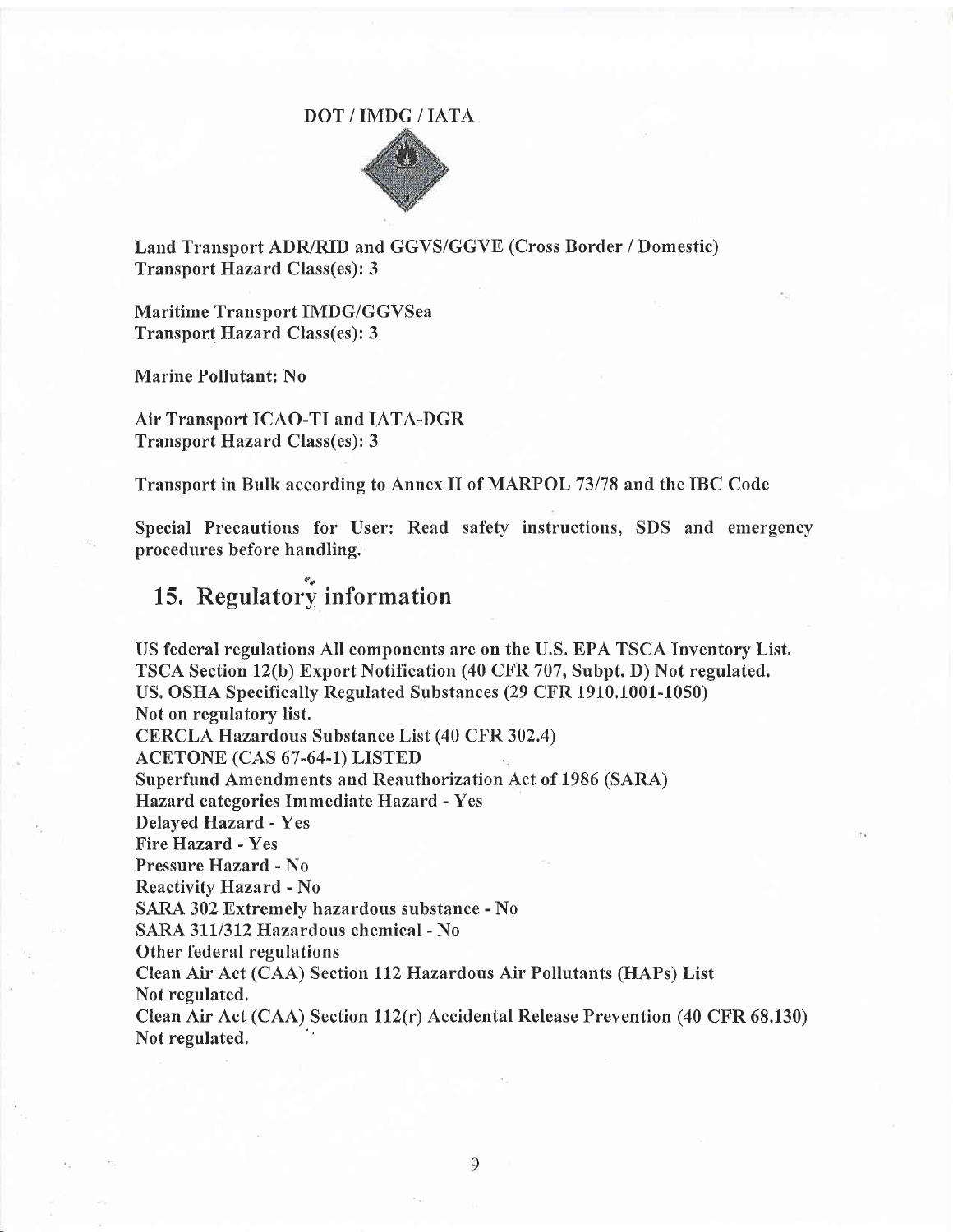DOT / IMDG / IATA

Land Transport ADR/RID and GGVS/GGVE (Cross Border / Domestic)
Transport Hazard Class(es): 3

Maritime Transport IMDG/GGVSea
Transport Hazard Class(es): 3

Marine Pollutant: No

Air Transport ICAO-TI and IATA-DGR
Transport Hazard Class(es): 3

Transport in Bulk according to Annex II of MARPOL 73/78 and the IBC Code

Special Precautions for User: Read safety instructions, SDS and emergency procedures before handling.

## 15. Regulatory information

US federal regulations All components are on the U.S. EPA TSCA Inventory List.
TSCA Section 12(b) Export Notification (40 CFR 707, Subpt. D) Not regulated.
US. OSHA Specifically Regulated Substances (29 CFR 1910.1001-1050)
Not on regulatory list.
CERCLA Hazardous Substance List (40 CFR 302.4)
ACETONE (CAS 67-64-1) LISTED
Superfund Amendments and Reauthorization Act of 1986 (SARA)
Hazard categories Immediate Hazard - Yes
Delayed Hazard - Yes
Fire Hazard - Yes
Pressure Hazard - No
Reactivity Hazard - No
SARA 302 Extremely hazardous substance - No
SARA 311/312 Hazardous chemical - No
Other federal regulations
Clean Air Act (CAA) Section 112 Hazardous Air Pollutants (HAPs) List
Not regulated.
Clean Air Act (CAA) Section 112(r) Accidental Release Prevention (40 CFR 68.130)
Not regulated.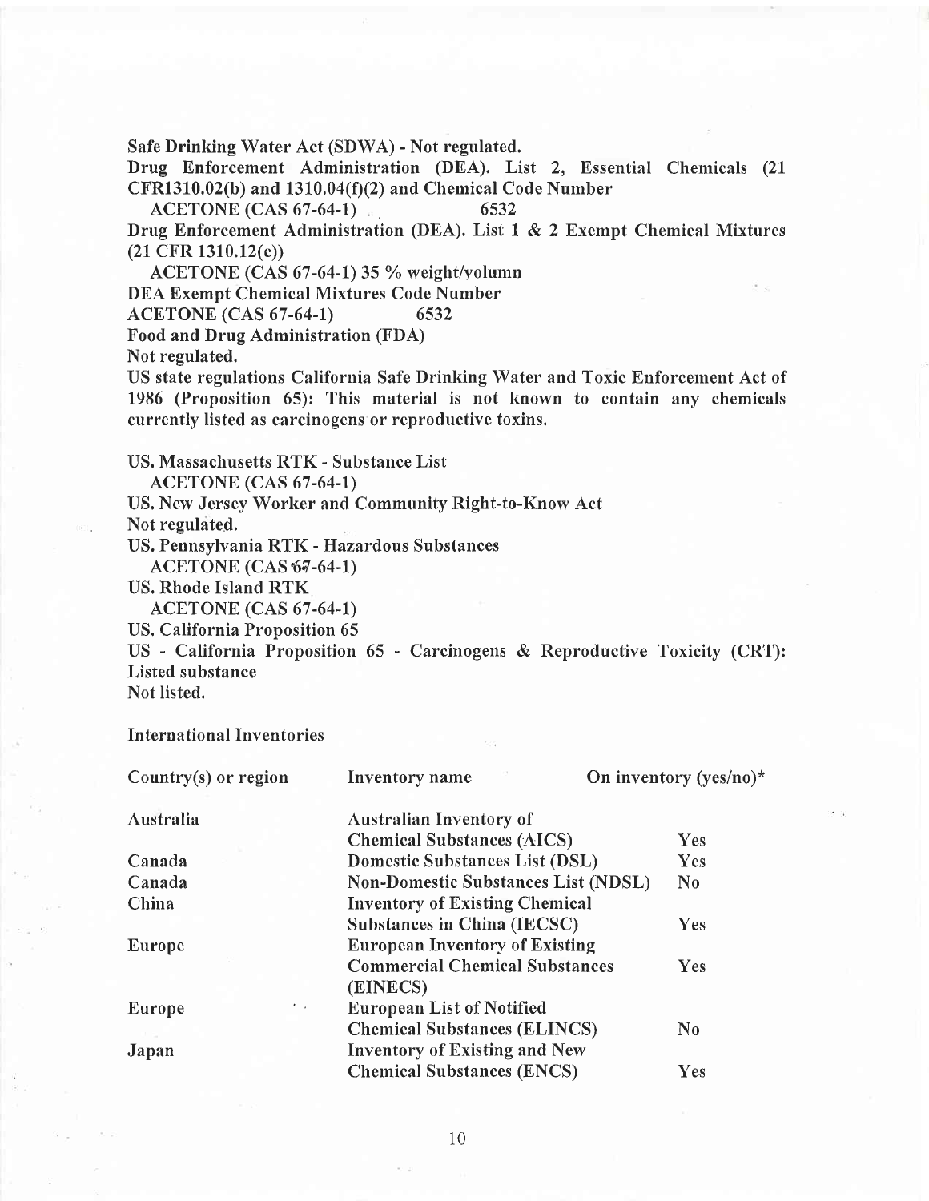**Safe Drinking Water Act (SDWA) - Not regulated.**

**Drug Enforcement Administration (DEA). List 2, Essential Chemicals (21 CFR1310.02(b) and 1310.04(f)(2) and Chemical Code Number**

**ACETONE (CAS 67-64-1) 6532**

**Drug Enforcement Administration (DEA). List 1 & 2 Exempt Chemical Mixtures (21 CFR 1310.12(c))**

**ACETONE (CAS 67-64-1) 35 % weight/volumn**

**DEA Exempt Chemical Mixtures Code Number**

**ACETONE (CAS 67-64-1) 6532**

**Food and Drug Administration (FDA)**

**Not regulated.**

**US state regulations California Safe Drinking Water and Toxic Enforcement Act of 1986 (Proposition 65): This material is not known to contain any chemicals currently listed as carcinogens or reproductive toxins.**

**US. Massachusetts RTK - Substance List**

**ACETONE (CAS 67-64-1)**

**US. New Jersey Worker and Community Right-to-Know Act**

**Not regulated.**

**US. Pennsylvania RTK - Hazardous Substances**

**ACETONE (CAS 67-64-1)**

**US. Rhode Island RTK**

**ACETONE (CAS 67-64-1)**

**US. California Proposition 65**

**US - California Proposition 65 - Carcinogens & Reproductive Toxicity (CRT): Listed substance**

**Not listed.**

**International Inventories**

| Country(s) or region | Inventory name | On inventory (yes/no)* |
|---|---|---|
| Australia | Australian Inventory of Chemical Substances (AICS) | Yes |
| Canada | Domestic Substances List (DSL) | Yes |
| Canada | Non-Domestic Substances List (NDSL) | No |
| China | Inventory of Existing Chemical Substances in China (IECSC) | Yes |
| Europe | European Inventory of Existing Commercial Chemical Substances (EINECS) | Yes |
| Europe | European List of Notified Chemical Substances (ELINCS) | No |
| Japan | Inventory of Existing and New Chemical Substances (ENCS) | Yes |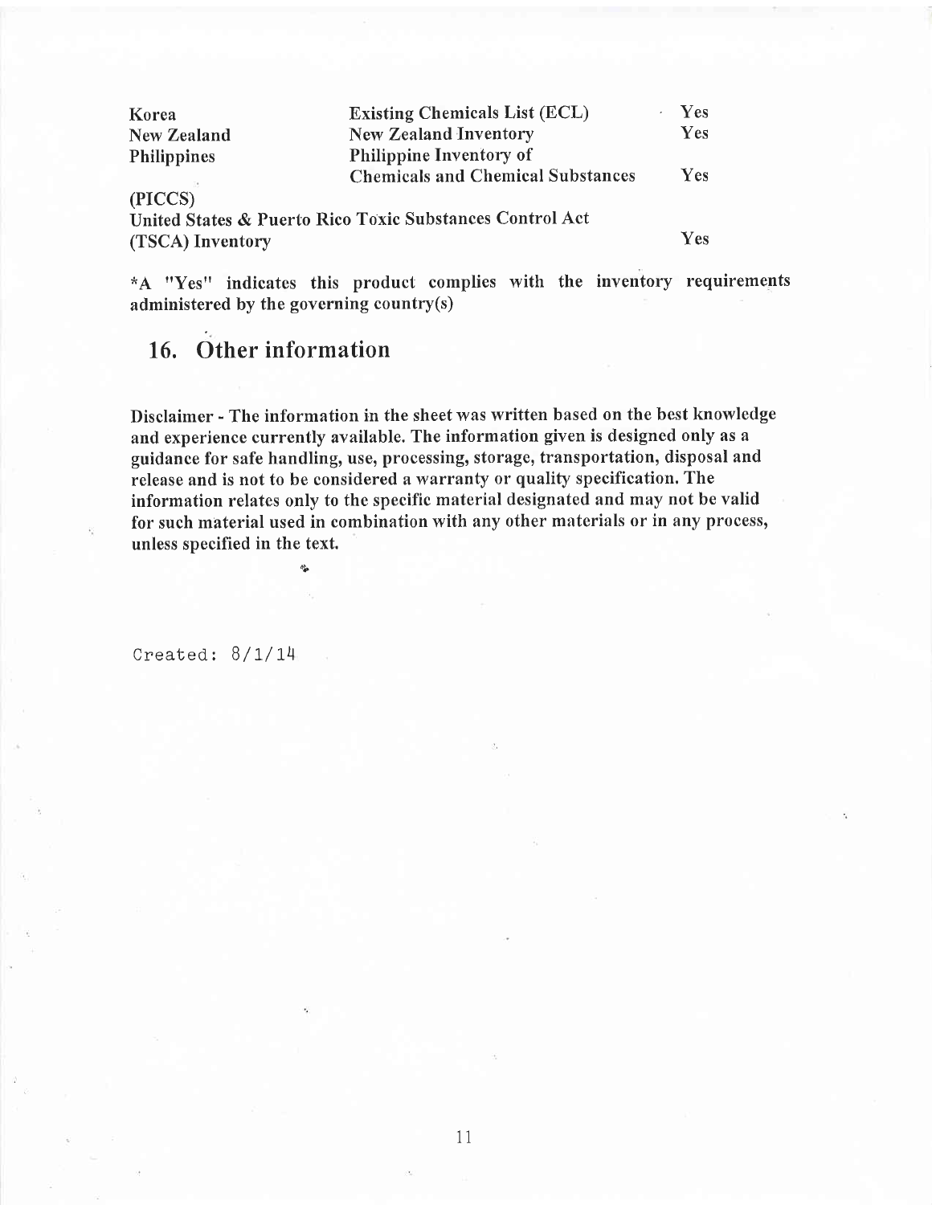| | | |
|---|---|---|
| Korea | Existing Chemicals List (ECL) | Yes |
| New Zealand | New Zealand Inventory | Yes |
| Philippines | Philippine Inventory of Chemicals and Chemical Substances (PICCS) | Yes |
| United States & Puerto Rico | Toxic Substances Control Act (TSCA) Inventory | Yes |

*A "Yes" indicates this product complies with the inventory requirements administered by the governing country(s)

## 16. Other information

Disclaimer - The information in the sheet was written based on the best knowledge and experience currently available. The information given is designed only as a guidance for safe handling, use, processing, storage, transportation, disposal and release and is not to be considered a warranty or quality specification. The information relates only to the specific material designated and may not be valid for such material used in combination with any other materials or in any process, unless specified in the text.

Created: 8/1/14